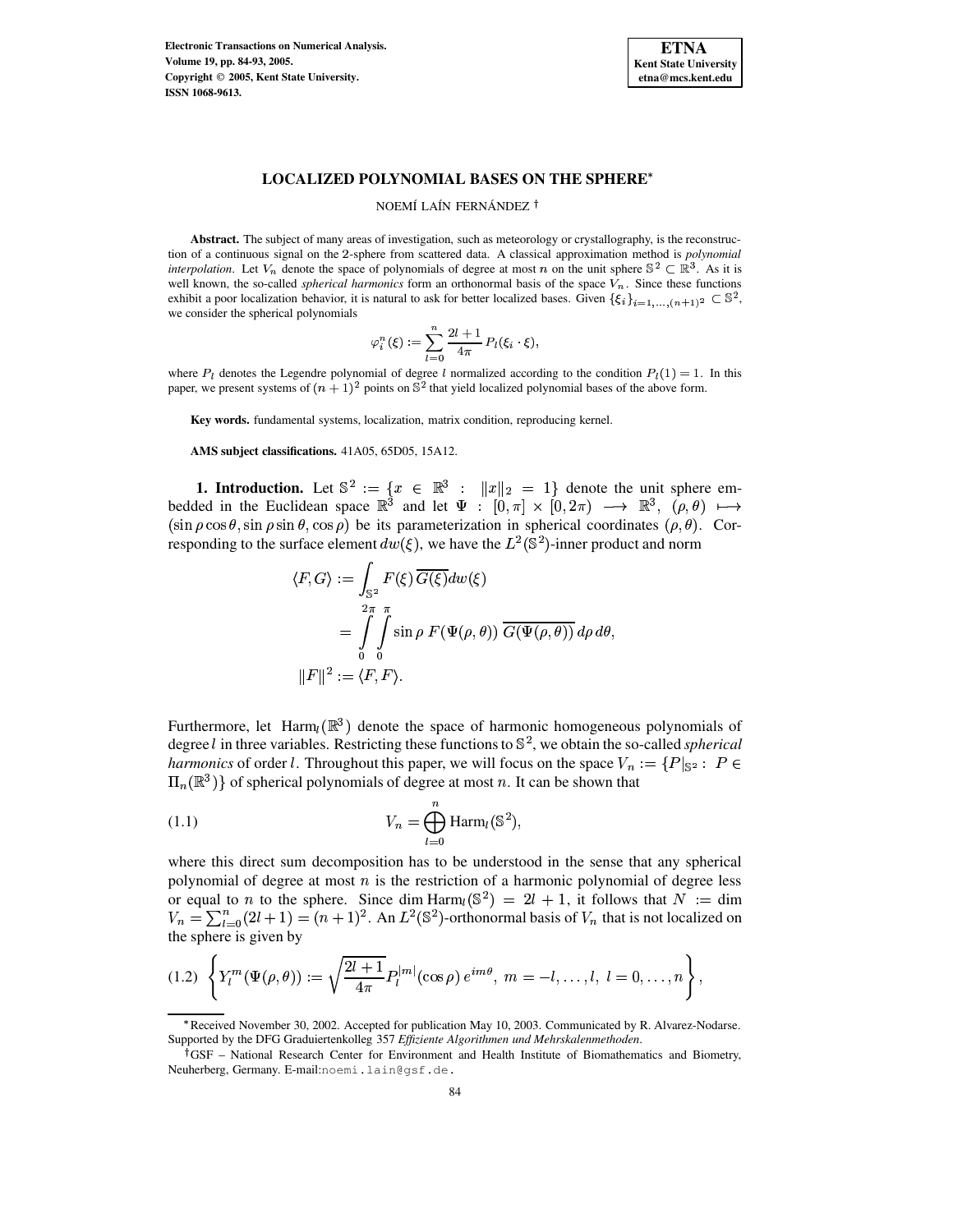# LOCALIZED POLYNOMIAL BASES ON THE SPHERE*

NOEMÍ LAÍN FERNÁNDEZ †

**Abstract.** The subject of many areas of investigation, such as meteorology or crystallography, is the reconstruction of a continuous signal on the 2-sphere from scattered data. A classical approximation method is *polynomial interpolation*. Let $V_n$ denote the space of polynomials of degree at most $n$ on the unit sphere $\mathbb{S}^2 \subset \mathbb{R}^3$. As it is well known, the so-called *spherical harmonics* form an orthonormal basis of the space $V_n$. Since these functions exhibit a poor localization behavior, it is natural to ask for better localized bases. Given $\{\xi_i\}_{i=1,\ldots,(n+1)^2} \subset \mathbb{S}^2$, we consider the spherical polynomials

$$\varphi_i^n(\xi) := \sum_{l=0}^{n} \frac{2l+1}{4\pi} P_l(\xi_i \cdot \xi),$$

where $P_l$ denotes the Legendre polynomial of degree $l$ normalized according to the condition $P_l(1) = 1$. In this paper, we present systems of $(n+1)^2$ points on $\mathbb{S}^2$ that yield localized polynomial bases of the above form.

**Key words.** fundamental systems, localization, matrix condition, reproducing kernel.

**AMS subject classifications.** 41A05, 65D05, 15A12.

**1. Introduction.** Let $\mathbb{S}^2 := \{x \in \mathbb{R}^3 : \|x\|_2 = 1\}$ denote the unit sphere embedded in the Euclidean space $\mathbb{R}^3$ and let $\Psi : [0,\pi] \times [0, 2\pi) \longrightarrow \mathbb{R}^3$, $(\rho, \theta) \longmapsto (\sin\rho\cos\theta, \sin\rho\sin\theta, \cos\rho)$ be its parameterization in spherical coordinates $(\rho, \theta)$. Corresponding to the surface element $dw(\xi)$, we have the $L^2(\mathbb{S}^2)$-inner product and norm

$$\langle F, G \rangle := \int_{\mathbb{S}^2} F(\xi)\, \overline{G(\xi)} dw(\xi) = \int_0^{2\pi}\int_0^{\pi} \sin\rho \; F(\Psi(\rho,\theta)) \; \overline{G(\Psi(\rho,\theta))} \, d\rho \, d\theta,$$

$$\|F\|^2 := \langle F, F \rangle.$$

Furthermore, let $\mathrm{Harm}_l(\mathbb{R}^3)$ denote the space of harmonic homogeneous polynomials of degree $l$ in three variables. Restricting these functions to $\mathbb{S}^2$, we obtain the so-called *spherical harmonics* of order $l$. Throughout this paper, we will focus on the space $V_n := \{P|_{\mathbb{S}^2} : P \in \Pi_n(\mathbb{R}^3)\}$ of spherical polynomials of degree at most $n$. It can be shown that

$$V_n = \bigoplus_{l=0}^{n} \mathrm{Harm}_l(\mathbb{S}^2), \tag{1.1}$$

where this direct sum decomposition has to be understood in the sense that any spherical polynomial of degree at most $n$ is the restriction of a harmonic polynomial of degree less or equal to $n$ to the sphere. Since $\dim \mathrm{Harm}_l(\mathbb{S}^2) = 2l+1$, it follows that $N := \dim V_n = \sum_{l=0}^{n}(2l+1) = (n+1)^2$. An $L^2(\mathbb{S}^2)$-orthonormal basis of $V_n$ that is not localized on the sphere is given by

$$\left\{ Y_l^m(\Psi(\rho,\theta)) := \sqrt{\frac{2l+1}{4\pi}} P_l^{|m|}(\cos\rho)\, e^{im\theta}, \; m = -l, \ldots, l, \; l = 0, \ldots, n \right\}, \tag{1.2}$$

---

*Received November 30, 2002. Accepted for publication May 10, 2003. Communicated by R. Alvarez-Nodarse. Supported by the DFG Graduiertenkolleg 357 *Effiziente Algorithmen und Mehrskalenmethoden*.

†GSF – National Research Center for Environment and Health Institute of Biomathematics and Biometry, Neuherberg, Germany. E-mail: noemi.lain@gsf.de.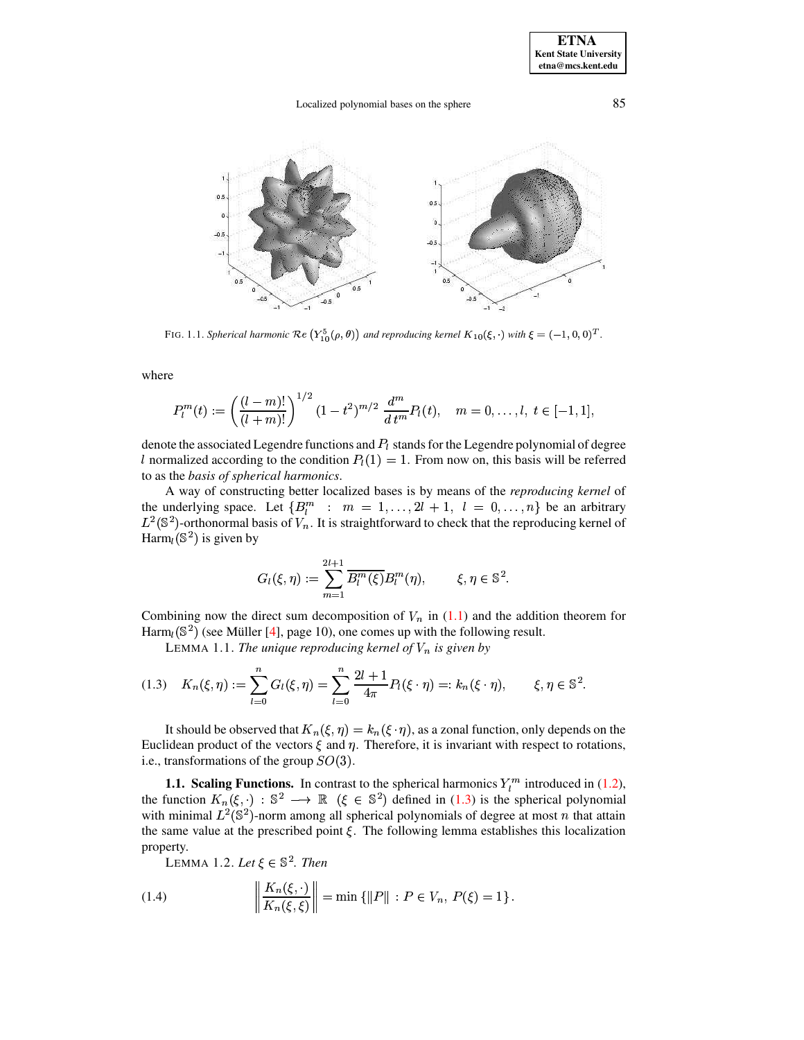FIG. 1.1. *Spherical harmonic* $\mathcal{R}e\left(Y_{10}^{5}(\rho,\theta)\right)$ *and reproducing kernel* $K_{10}(\xi,\cdot)$ *with* $\xi=(-1,0,0)^T$.

where

$$P_l^m(t) := \left(\frac{(l-m)!}{(l+m)!}\right)^{1/2} (1-t^2)^{m/2} \frac{d^m}{d\,t^m} P_l(t), \quad m=0,\ldots,l,\ t\in[-1,1],$$

denote the associated Legendre functions and $P_l$ stands for the Legendre polynomial of degree $l$ normalized according to the condition $P_l(1)=1$. From now on, this basis will be referred to as the *basis of spherical harmonics*.

A way of constructing better localized bases is by means of the *reproducing kernel* of the underlying space. Let $\{B_l^m \ : \ m=1,\ldots,2l+1,\ l=0,\ldots,n\}$ be an arbitrary $L^2(\mathbb{S}^2)$-orthonormal basis of $V_n$. It is straightforward to check that the reproducing kernel of $\mathrm{Harm}_l(\mathbb{S}^2)$ is given by

$$G_l(\xi,\eta) := \sum_{m=1}^{2l+1} \overline{B_l^m(\xi)} B_l^m(\eta), \qquad \xi,\eta\in\mathbb{S}^2.$$

Combining now the direct sum decomposition of $V_n$ in (1.1) and the addition theorem for $\mathrm{Harm}_l(\mathbb{S}^2)$ (see Müller [4], page 10), one comes up with the following result.

LEMMA 1.1. *The unique reproducing kernel of $V_n$ is given by*

$$K_n(\xi,\eta) := \sum_{l=0}^{n} G_l(\xi,\eta) = \sum_{l=0}^{n} \frac{2l+1}{4\pi} P_l(\xi\cdot\eta) =: k_n(\xi\cdot\eta), \qquad \xi,\eta\in\mathbb{S}^2. \tag{1.3}$$

It should be observed that $K_n(\xi,\eta)=k_n(\xi\cdot\eta)$, as a zonal function, only depends on the Euclidean product of the vectors $\xi$ and $\eta$. Therefore, it is invariant with respect to rotations, i.e., transformations of the group $SO(3)$.

### 1.1. Scaling Functions.

In contrast to the spherical harmonics $Y_l^m$ introduced in (1.2), the function $K_n(\xi,\cdot):\mathbb{S}^2\longrightarrow\mathbb{R}$ $(\xi\in\mathbb{S}^2)$ defined in (1.3) is the spherical polynomial with minimal $L^2(\mathbb{S}^2)$-norm among all spherical polynomials of degree at most $n$ that attain the same value at the prescribed point $\xi$. The following lemma establishes this localization property.

LEMMA 1.2. *Let $\xi\in\mathbb{S}^2$. Then*

$$\left\|\frac{K_n(\xi,\cdot)}{K_n(\xi,\xi)}\right\| = \min\left\{\|P\| : P\in V_n,\ P(\xi)=1\right\}. \tag{1.4}$$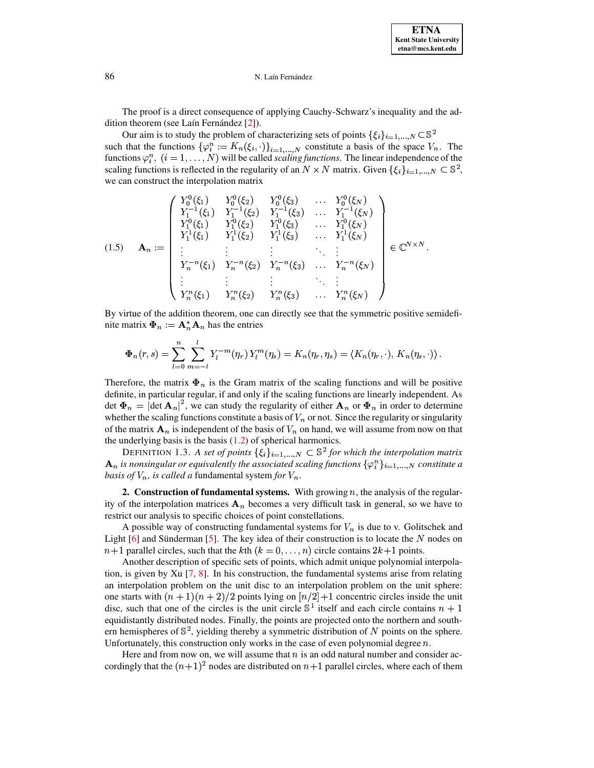The proof is a direct consequence of applying Cauchy-Schwarz's inequality and the addition theorem (see Laín Fernández [2]).

Our aim is to study the problem of characterizing sets of points $\{\xi_i\}_{i=1,\dots,N} \subset \mathbb{S}^2$ such that the functions $\{\varphi_i^n := K_n(\xi_i, \cdot)\}_{i=1,\dots,N}$ constitute a basis of the space $V_n$. The functions $\varphi_i^n$, $(i = 1, \dots, N)$ will be called *scaling functions*. The linear independence of the scaling functions is reflected in the regularity of an $N \times N$ matrix. Given $\{\xi_i\}_{i=1,\dots,N} \subset \mathbb{S}^2$, we can construct the interpolation matrix

$$\mathbf{A}_n := \begin{pmatrix} Y_0^0(\xi_1) & Y_0^0(\xi_2) & Y_0^0(\xi_3) & \dots & Y_0^0(\xi_N) \\ Y_1^{-1}(\xi_1) & Y_1^{-1}(\xi_2) & Y_1^{-1}(\xi_3) & \dots & Y_1^{-1}(\xi_N) \\ Y_1^0(\xi_1) & Y_1^0(\xi_2) & Y_1^0(\xi_3) & \dots & Y_1^0(\xi_N) \\ Y_1^1(\xi_1) & Y_1^1(\xi_2) & Y_1^1(\xi_3) & \dots & Y_1^1(\xi_N) \\ \vdots & \vdots & \vdots & \ddots & \vdots \\ Y_n^{-n}(\xi_1) & Y_n^{-n}(\xi_2) & Y_n^{-n}(\xi_3) & \dots & Y_n^{-n}(\xi_N) \\ \vdots & \vdots & \vdots & \ddots & \vdots \\ Y_n^n(\xi_1) & Y_n^n(\xi_2) & Y_n^n(\xi_3) & \dots & Y_n^n(\xi_N) \end{pmatrix} \in \mathbb{C}^{N \times N}. \tag{1.5}$$

By virtue of the addition theorem, one can directly see that the symmetric positive semidefinite matrix $\mathbf{\Phi}_n := \mathbf{A}_n^* \mathbf{A}_n$ has the entries

$$\mathbf{\Phi}_n(r, s) = \sum_{l=0}^{n} \sum_{m=-l}^{l} Y_l^{-m}(\eta_r)\, Y_l^m(\eta_s) = K_n(\eta_r, \eta_s) = \langle K_n(\eta_r, \cdot),\, K_n(\eta_s, \cdot)\rangle\,.$$

Therefore, the matrix $\mathbf{\Phi}_n$ is the Gram matrix of the scaling functions and will be positive definite, in particular regular, if and only if the scaling functions are linearly independent. As $\det \mathbf{\Phi}_n = |\det \mathbf{A}_n|^2$, we can study the regularity of either $\mathbf{A}_n$ or $\mathbf{\Phi}_n$ in order to determine whether the scaling functions constitute a basis of $V_n$ or not. Since the regularity or singularity of the matrix $\mathbf{A}_n$ is independent of the basis of $V_n$ on hand, we will assume from now on that the underlying basis is the basis (1.2) of spherical harmonics.

DEFINITION 1.3. *A set of points $\{\xi_i\}_{i=1,\dots,N} \subset \mathbb{S}^2$ for which the interpolation matrix $\mathbf{A}_n$ is nonsingular or equivalently the associated scaling functions $\{\varphi_i^n\}_{i=1,\dots,N}$ constitute a basis of $V_n$, is called a* fundamental system *for $V_n$.*

## 2. Construction of fundamental systems.

With growing $n$, the analysis of the regularity of the interpolation matrices $\mathbf{A}_n$ becomes a very difficult task in general, so we have to restrict our analysis to specific choices of point constellations.

A possible way of constructing fundamental systems for $V_n$ is due to v. Golitschek and Light [6] and Sünderman [5]. The key idea of their construction is to locate the $N$ nodes on $n+1$ parallel circles, such that the $k$th $(k = 0, \dots, n)$ circle contains $2k+1$ points.

Another description of specific sets of points, which admit unique polynomial interpolation, is given by Xu [7, 8]. In his construction, the fundamental systems arise from relating an interpolation problem on the unit disc to an interpolation problem on the unit sphere: one starts with $(n+1)(n+2)/2$ points lying on $[n/2]+1$ concentric circles inside the unit disc, such that one of the circles is the unit circle $\mathbb{S}^1$ itself and each circle contains $n+1$ equidistantly distributed nodes. Finally, the points are projected onto the northern and southern hemispheres of $\mathbb{S}^2$, yielding thereby a symmetric distribution of $N$ points on the sphere. Unfortunately, this construction only works in the case of even polynomial degree $n$.

Here and from now on, we will assume that $n$ is an odd natural number and consider accordingly that the $(n+1)^2$ nodes are distributed on $n+1$ parallel circles, where each of them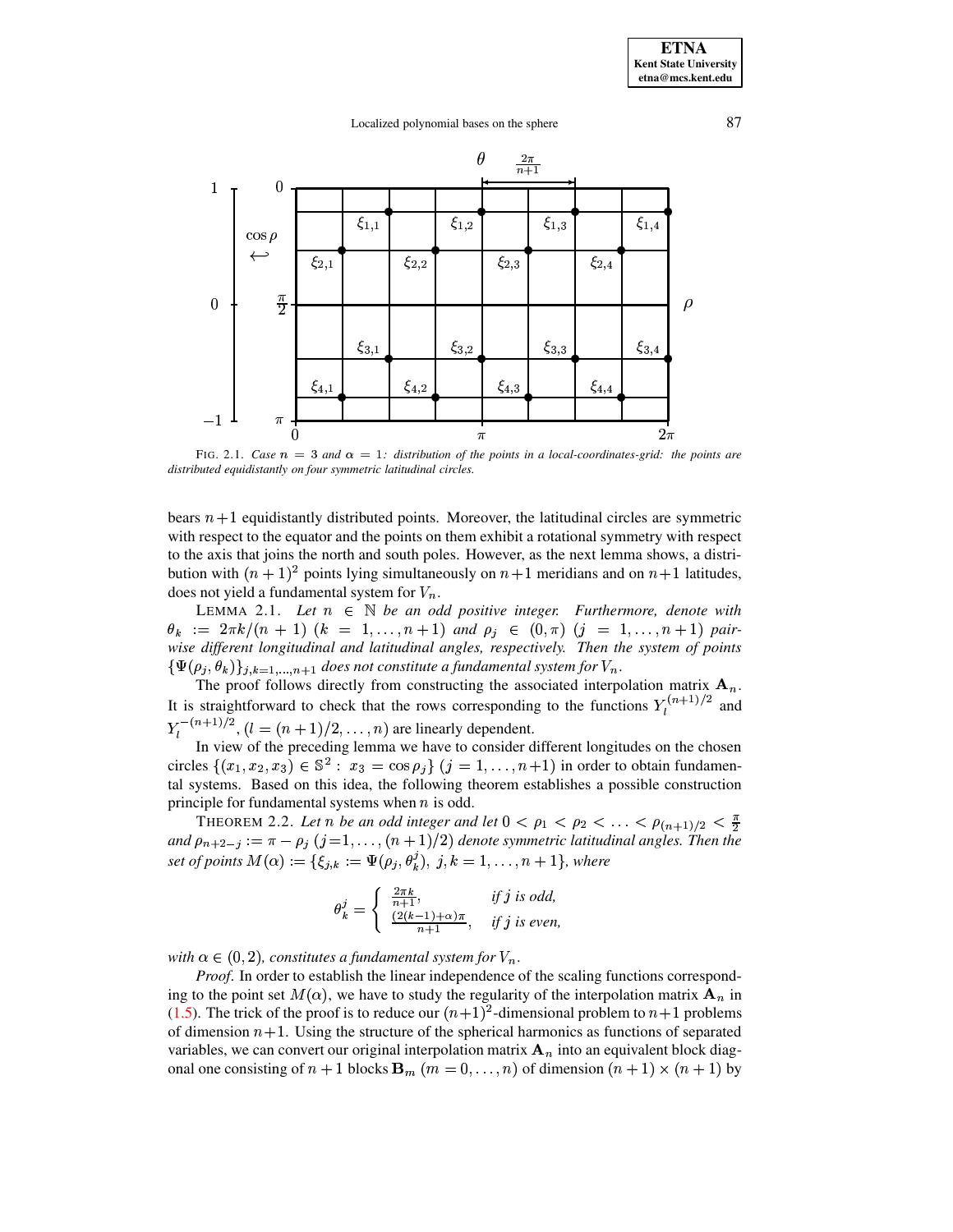FIG. 2.1. *Case $n = 3$ and $\alpha = 1$: distribution of the points in a local-coordinates-grid: the points are distributed equidistantly on four symmetric latitudinal circles.*

bears $n+1$ equidistantly distributed points. Moreover, the latitudinal circles are symmetric with respect to the equator and the points on them exhibit a rotational symmetry with respect to the axis that joins the north and south poles. However, as the next lemma shows, a distribution with $(n+1)^2$ points lying simultaneously on $n+1$ meridians and on $n+1$ latitudes, does not yield a fundamental system for $V_n$.

LEMMA 2.1. *Let $n \in \mathbb{N}$ be an odd positive integer. Furthermore, denote with $\theta_k := 2\pi k/(n+1)$ $(k = 1, \ldots, n+1)$ and $\rho_j \in (0, \pi)$ $(j = 1, \ldots, n+1)$ pairwise different longitudinal and latitudinal angles, respectively. Then the system of points $\{\Psi(\rho_j, \theta_k)\}_{j,k=1,\ldots,n+1}$ does not constitute a fundamental system for $V_n$.*

The proof follows directly from constructing the associated interpolation matrix $\mathbf{A}_n$. It is straightforward to check that the rows corresponding to the functions $Y_l^{(n+1)/2}$ and $Y_l^{-(n+1)/2}$, $(l = (n+1)/2, \ldots, n)$ are linearly dependent.

In view of the preceding lemma we have to consider different longitudes on the chosen circles $\{(x_1, x_2, x_3) \in \mathbb{S}^2 : \, x_3 = \cos \rho_j\}$ $(j = 1, \ldots, n+1)$ in order to obtain fundamental systems. Based on this idea, the following theorem establishes a possible construction principle for fundamental systems when $n$ is odd.

THEOREM 2.2. *Let $n$ be an odd integer and let $0 < \rho_1 < \rho_2 < \ldots < \rho_{(n+1)/2} < \frac{\pi}{2}$ and $\rho_{n+2-j} := \pi - \rho_j$ $(j=1, \ldots, (n+1)/2)$ denote symmetric latitudinal angles. Then the set of points $M(\alpha) := \{\xi_{j,k} := \Psi(\rho_j, \theta_k^j), \; j,k = 1, \ldots, n+1\}$, where*

$$\theta_k^j = \begin{cases} \frac{2\pi k}{n+1}, & \text{if } j \text{ is odd,} \\ \frac{(2(k-1)+\alpha)\pi}{n+1}, & \text{if } j \text{ is even,} \end{cases}$$

*with $\alpha \in (0, 2)$, constitutes a fundamental system for $V_n$.*

*Proof.* In order to establish the linear independence of the scaling functions corresponding to the point set $M(\alpha)$, we have to study the regularity of the interpolation matrix $\mathbf{A}_n$ in (1.5). The trick of the proof is to reduce our $(n+1)^2$-dimensional problem to $n+1$ problems of dimension $n+1$. Using the structure of the spherical harmonics as functions of separated variables, we can convert our original interpolation matrix $\mathbf{A}_n$ into an equivalent block diagonal one consisting of $n+1$ blocks $\mathbf{B}_m$ $(m = 0, \ldots, n)$ of dimension $(n+1) \times (n+1)$ by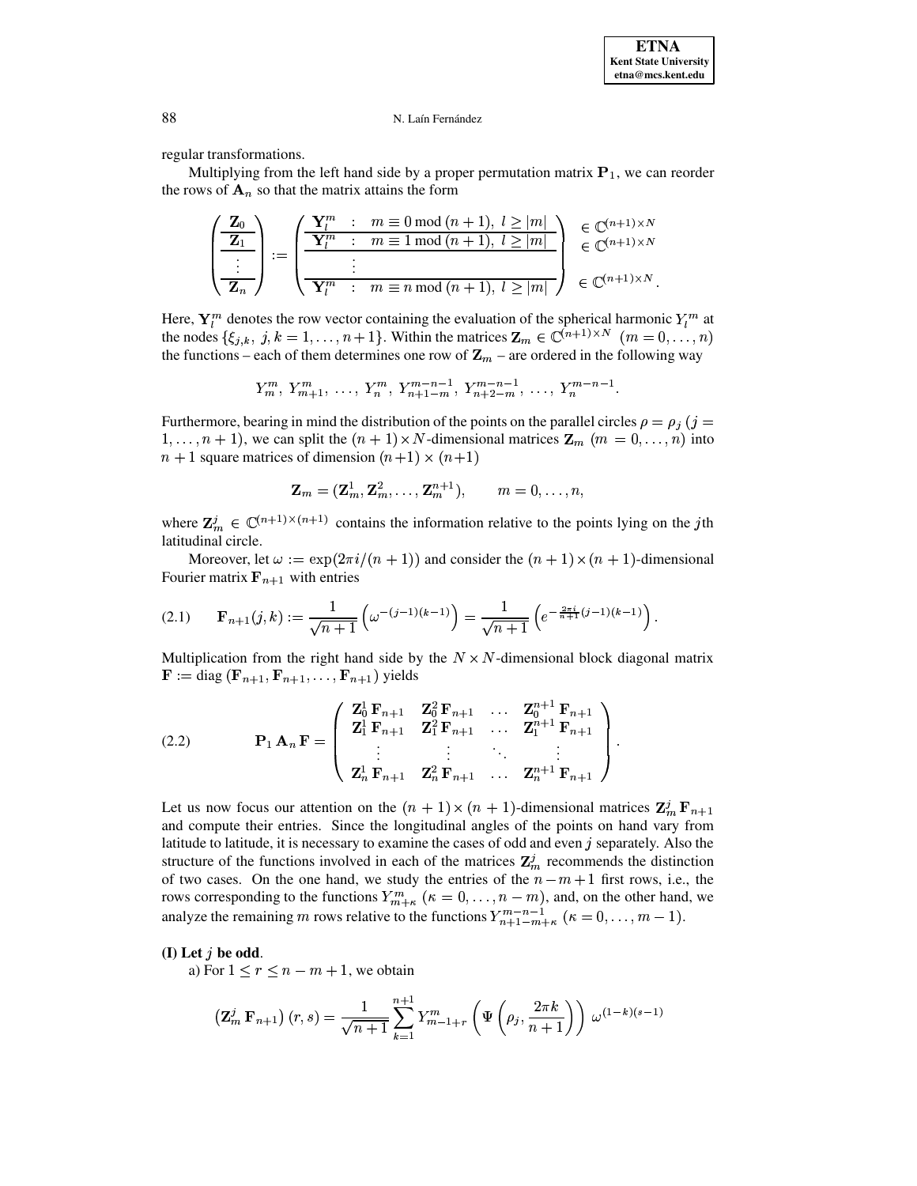regular transformations.

Multiplying from the left hand side by a proper permutation matrix $\mathbf{P}_1$, we can reorder the rows of $\mathbf{A}_n$ so that the matrix attains the form

$$
\left(\begin{array}{c}
\mathbf{Z}_0 \\
\hline
\mathbf{Z}_1 \\
\hline
\vdots \\
\hline
\mathbf{Z}_n
\end{array}\right) := \left(\begin{array}{c}
\mathbf{Y}_l^m \quad : \quad m \equiv 0 \bmod (n+1),\ l \geq |m| \\
\hline
\mathbf{Y}_l^m \quad : \quad m \equiv 1 \bmod (n+1),\ l \geq |m| \\
\hline
\vdots \\
\hline
\mathbf{Y}_l^m \quad : \quad m \equiv n \bmod (n+1),\ l \geq |m|
\end{array}\right) \begin{array}{l}
\in \mathbb{C}^{(n+1)\times N} \\
\in \mathbb{C}^{(n+1)\times N} \\
\\
\in \mathbb{C}^{(n+1)\times N}.
\end{array}
$$

Here, $\mathbf{Y}_l^m$ denotes the row vector containing the evaluation of the spherical harmonic $Y_l^m$ at the nodes $\{\xi_{j,k},\ j,k = 1,\ldots,n+1\}$. Within the matrices $\mathbf{Z}_m \in \mathbb{C}^{(n+1)\times N}$ $(m = 0,\ldots,n)$ the functions – each of them determines one row of $\mathbf{Z}_m$ – are ordered in the following way

$$
Y_m^m,\ Y_{m+1}^m,\ \ldots,\ Y_n^m,\ Y_{n+1-m}^{m-n-1},\ Y_{n+2-m}^{m-n-1},\ \ldots,\ Y_n^{m-n-1}.
$$

Furthermore, bearing in mind the distribution of the points on the parallel circles $\rho = \rho_j$ $(j = 1,\ldots,n+1)$, we can split the $(n+1)\times N$-dimensional matrices $\mathbf{Z}_m$ $(m = 0,\ldots,n)$ into $n+1$ square matrices of dimension $(n+1)\times(n+1)$

$$
\mathbf{Z}_m = (\mathbf{Z}_m^1, \mathbf{Z}_m^2, \ldots, \mathbf{Z}_m^{n+1}), \qquad m = 0,\ldots,n,
$$

where $\mathbf{Z}_m^j \in \mathbb{C}^{(n+1)\times(n+1)}$ contains the information relative to the points lying on the $j$th latitudinal circle.

Moreover, let $\omega := \exp(2\pi i/(n+1))$ and consider the $(n+1)\times(n+1)$-dimensional Fourier matrix $\mathbf{F}_{n+1}$ with entries

$$
\mathbf{F}_{n+1}(j,k) := \frac{1}{\sqrt{n+1}}\left(\omega^{-(j-1)(k-1)}\right) = \frac{1}{\sqrt{n+1}}\left(e^{-\frac{2\pi i}{n+1}(j-1)(k-1)}\right). \tag{2.1}
$$

Multiplication from the right hand side by the $N\times N$-dimensional block diagonal matrix $\mathbf{F} := \operatorname{diag}(\mathbf{F}_{n+1}, \mathbf{F}_{n+1}, \ldots, \mathbf{F}_{n+1})$ yields

$$
\mathbf{P}_1\,\mathbf{A}_n\,\mathbf{F} = \left(\begin{array}{cccc}
\mathbf{Z}_0^1\,\mathbf{F}_{n+1} & \mathbf{Z}_0^2\,\mathbf{F}_{n+1} & \ldots & \mathbf{Z}_0^{n+1}\,\mathbf{F}_{n+1} \\
\mathbf{Z}_1^1\,\mathbf{F}_{n+1} & \mathbf{Z}_1^2\,\mathbf{F}_{n+1} & \ldots & \mathbf{Z}_1^{n+1}\,\mathbf{F}_{n+1} \\
\vdots & \vdots & \ddots & \vdots \\
\mathbf{Z}_n^1\,\mathbf{F}_{n+1} & \mathbf{Z}_n^2\,\mathbf{F}_{n+1} & \ldots & \mathbf{Z}_n^{n+1}\,\mathbf{F}_{n+1}
\end{array}\right). \tag{2.2}
$$

Let us now focus our attention on the $(n+1)\times(n+1)$-dimensional matrices $\mathbf{Z}_m^j\,\mathbf{F}_{n+1}$ and compute their entries. Since the longitudinal angles of the points on hand vary from latitude to latitude, it is necessary to examine the cases of odd and even $j$ separately. Also the structure of the functions involved in each of the matrices $\mathbf{Z}_m^j$ recommends the distinction of two cases. On the one hand, we study the entries of the $n-m+1$ first rows, i.e., the rows corresponding to the functions $Y_{m+\kappa}^m$ $(\kappa = 0,\ldots,n-m)$, and, on the other hand, we analyze the remaining $m$ rows relative to the functions $Y_{n+1-m+\kappa}^{m-n-1}$ $(\kappa = 0,\ldots,m-1)$.

**(I) Let $j$ be odd.**

a) For $1 \leq r \leq n-m+1$, we obtain

$$
\left(\mathbf{Z}_m^j\,\mathbf{F}_{n+1}\right)(r,s) = \frac{1}{\sqrt{n+1}}\sum_{k=1}^{n+1} Y_{m-1+r}^m\left(\Psi\left(\rho_j, \frac{2\pi k}{n+1}\right)\right)\,\omega^{(1-k)(s-1)}
$$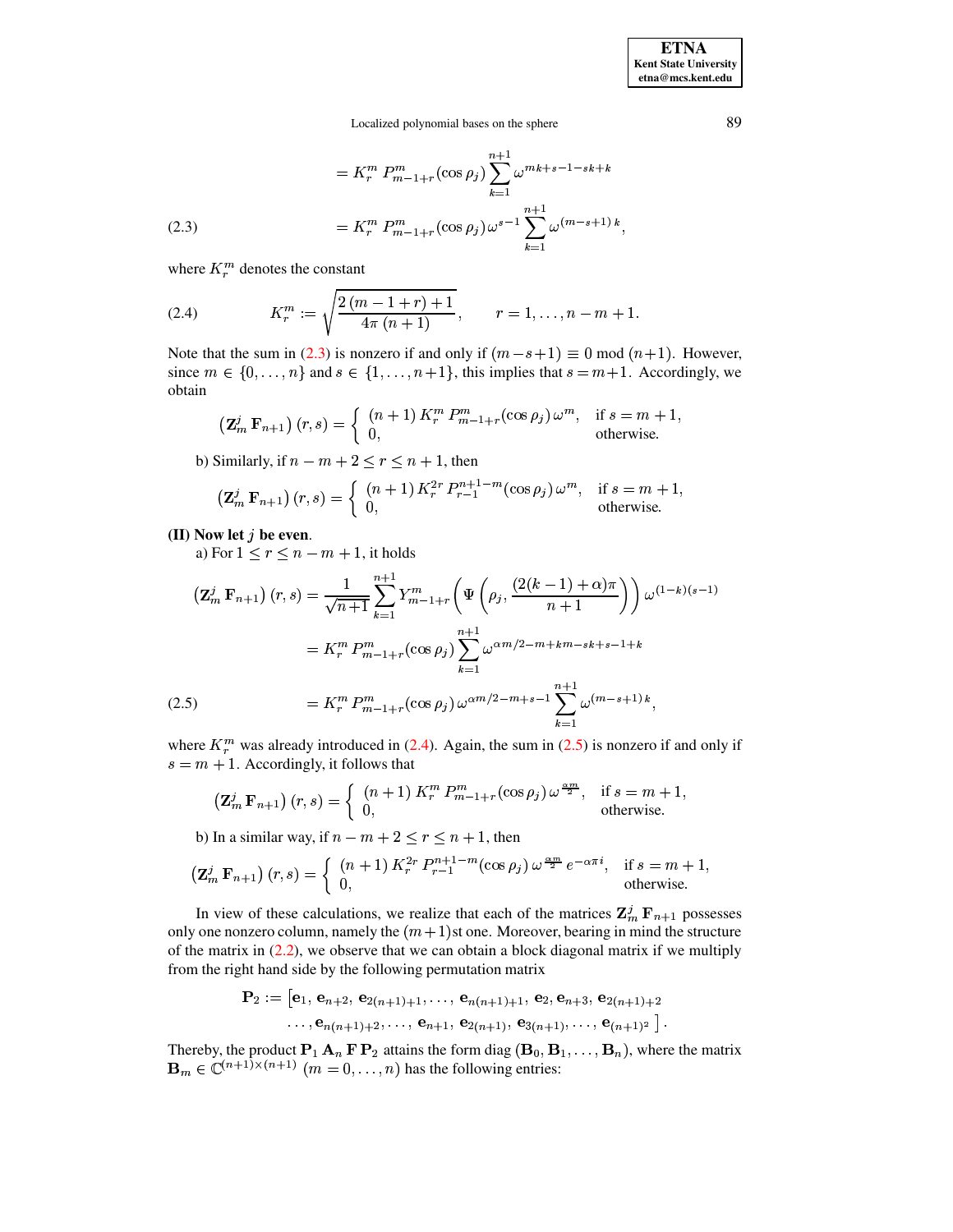$$= K_r^m \, P_{m-1+r}^m(\cos\rho_j) \sum_{k=1}^{n+1} \omega^{mk+s-1-sk+k}$$

$$= K_r^m \, P_{m-1+r}^m(\cos\rho_j) \, \omega^{s-1} \sum_{k=1}^{n+1} \omega^{(m-s+1)\,k}, \tag{2.3}$$

where $K_r^m$ denotes the constant

$$K_r^m := \sqrt{\frac{2\,(m-1+r)+1}{4\pi\,(n+1)}}, \qquad r = 1, \ldots, n-m+1. \tag{2.4}$$

Note that the sum in (2.3) is nonzero if and only if $(m-s+1) \equiv 0 \bmod (n+1)$. However, since $m \in \{0, \ldots, n\}$ and $s \in \{1, \ldots, n+1\}$, this implies that $s = m+1$. Accordingly, we obtain

$$\left(\mathbf{Z}_m^j \, \mathbf{F}_{n+1}\right)(r,s) = \begin{cases} (n+1)\, K_r^m \, P_{m-1+r}^m(\cos\rho_j)\, \omega^m, & \text{if } s = m+1, \\ 0, & \text{otherwise.} \end{cases}$$

b) Similarly, if $n-m+2 \le r \le n+1$, then

$$\left(\mathbf{Z}_m^j \, \mathbf{F}_{n+1}\right)(r,s) = \begin{cases} (n+1)\, K_r^{2r} \, P_{r-1}^{n+1-m}(\cos\rho_j)\, \omega^m, & \text{if } s = m+1, \\ 0, & \text{otherwise.} \end{cases}$$

**(II) Now let $j$ be even**.

a) For $1 \le r \le n-m+1$, it holds

$$\left(\mathbf{Z}_m^j \, \mathbf{F}_{n+1}\right)(r,s) = \frac{1}{\sqrt{n+1}} \sum_{k=1}^{n+1} Y_{m-1+r}^m\left(\Psi\left(\rho_j, \frac{(2(k-1)+\alpha)\pi}{n+1}\right)\right) \omega^{(1-k)(s-1)}$$

$$= K_r^m \, P_{m-1+r}^m(\cos\rho_j) \sum_{k=1}^{n+1} \omega^{\alpha m/2 - m + km - sk + s - 1 + k}$$

$$= K_r^m \, P_{m-1+r}^m(\cos\rho_j) \, \omega^{\alpha m/2 - m + s - 1} \sum_{k=1}^{n+1} \omega^{(m-s+1)\,k}, \tag{2.5}$$

where $K_r^m$ was already introduced in (2.4). Again, the sum in (2.5) is nonzero if and only if $s = m+1$. Accordingly, it follows that

$$\left(\mathbf{Z}_m^j \, \mathbf{F}_{n+1}\right)(r,s) = \begin{cases} (n+1)\, K_r^m \, P_{m-1+r}^m(\cos\rho_j)\, \omega^{\frac{\alpha m}{2}}, & \text{if } s = m+1, \\ 0, & \text{otherwise.} \end{cases}$$

b) In a similar way, if $n-m+2 \le r \le n+1$, then

$$\left(\mathbf{Z}_m^j \, \mathbf{F}_{n+1}\right)(r,s) = \begin{cases} (n+1)\, K_r^{2r} \, P_{r-1}^{n+1-m}(\cos\rho_j)\, \omega^{\frac{\alpha m}{2}} \, e^{-\alpha\pi i}, & \text{if } s = m+1, \\ 0, & \text{otherwise.} \end{cases}$$

In view of these calculations, we realize that each of the matrices $\mathbf{Z}_m^j \, \mathbf{F}_{n+1}$ possesses only one nonzero column, namely the $(m+1)$st one. Moreover, bearing in mind the structure of the matrix in (2.2), we observe that we can obtain a block diagonal matrix if we multiply from the right hand side by the following permutation matrix

$$\mathbf{P}_2 := \left[\mathbf{e}_1, \, \mathbf{e}_{n+2}, \, \mathbf{e}_{2(n+1)+1}, \ldots, \, \mathbf{e}_{n(n+1)+1}, \, \mathbf{e}_2, \mathbf{e}_{n+3}, \, \mathbf{e}_{2(n+1)+2} \right.$$
$$\left. \ldots, \mathbf{e}_{n(n+1)+2}, \ldots, \, \mathbf{e}_{n+1}, \, \mathbf{e}_{2(n+1)}, \, \mathbf{e}_{3(n+1)}, \ldots, \, \mathbf{e}_{(n+1)^2} \right].$$

Thereby, the product $\mathbf{P}_1 \, \mathbf{A}_n \, \mathbf{F} \, \mathbf{P}_2$ attains the form $\operatorname{diag}(\mathbf{B}_0, \mathbf{B}_1, \ldots, \mathbf{B}_n)$, where the matrix $\mathbf{B}_m \in \mathbb{C}^{(n+1)\times(n+1)}$ $(m = 0, \ldots, n)$ has the following entries: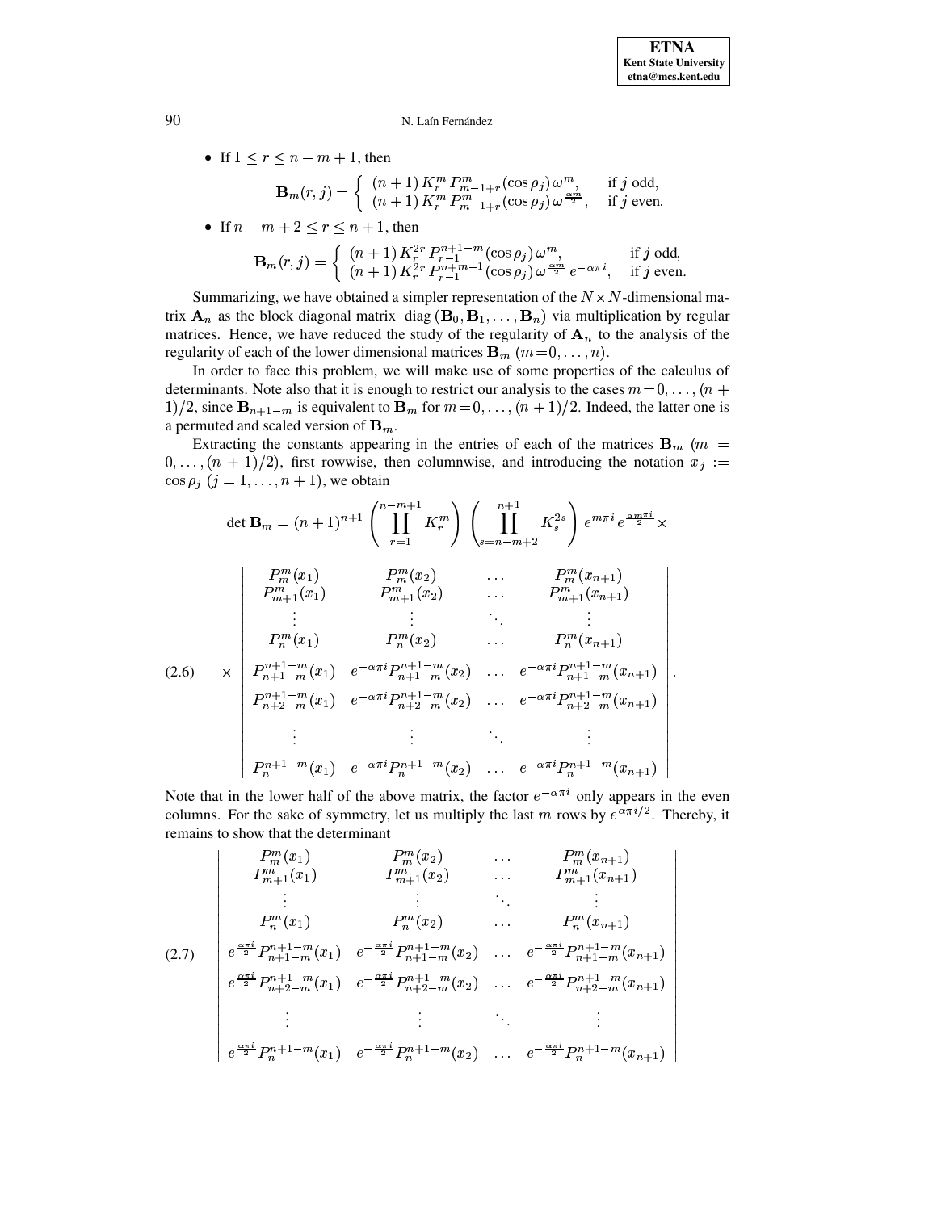- If $1 \le r \le n-m+1$, then

$$\mathbf{B}_m(r,j) = \begin{cases} (n+1)\, K_r^m\, P_{m-1+r}^m(\cos\rho_j)\, \omega^m, & \text{if } j \text{ odd}, \\ (n+1)\, K_r^m\, P_{m-1+r}^m(\cos\rho_j)\, \omega^{\frac{\alpha m}{2}}, & \text{if } j \text{ even}. \end{cases}$$

- If $n-m+2 \le r \le n+1$, then

$$\mathbf{B}_m(r,j) = \begin{cases} (n+1)\, K_r^{2r}\, P_{r-1}^{n+1-m}(\cos\rho_j)\, \omega^m, & \text{if } j \text{ odd}, \\ (n+1)\, K_r^{2r}\, P_{r-1}^{n+m-1}(\cos\rho_j)\, \omega^{\frac{\alpha m}{2}}\, e^{-\alpha\pi i}, & \text{if } j \text{ even}. \end{cases}$$

Summarizing, we have obtained a simpler representation of the $N \times N$-dimensional matrix $\mathbf{A}_n$ as the block diagonal matrix $\operatorname{diag}(\mathbf{B}_0, \mathbf{B}_1, \ldots, \mathbf{B}_n)$ via multiplication by regular matrices. Hence, we have reduced the study of the regularity of $\mathbf{A}_n$ to the analysis of the regularity of each of the lower dimensional matrices $\mathbf{B}_m$ $(m=0,\ldots,n)$.

In order to face this problem, we will make use of some properties of the calculus of determinants. Note also that it is enough to restrict our analysis to the cases $m=0,\ldots,(n+1)/2$, since $\mathbf{B}_{n+1-m}$ is equivalent to $\mathbf{B}_m$ for $m=0,\ldots,(n+1)/2$. Indeed, the latter one is a permuted and scaled version of $\mathbf{B}_m$.

Extracting the constants appearing in the entries of each of the matrices $\mathbf{B}_m$ $(m = 0,\ldots,(n+1)/2)$, first rowwise, then columnwise, and introducing the notation $x_j := \cos\rho_j$ $(j=1,\ldots,n+1)$, we obtain

$$\det \mathbf{B}_m = (n+1)^{n+1} \left( \prod_{r=1}^{n-m+1} K_r^m \right) \left( \prod_{s=n-m+2}^{n+1} K_s^{2s} \right) e^{m\pi i}\, e^{\frac{\alpha m \pi i}{2}} \times$$

$$(2.6) \qquad \times \begin{vmatrix} P_m^m(x_1) & P_m^m(x_2) & \ldots & P_m^m(x_{n+1}) \\ P_{m+1}^m(x_1) & P_{m+1}^m(x_2) & \ldots & P_{m+1}^m(x_{n+1}) \\ \vdots & \vdots & \ddots & \vdots \\ P_n^m(x_1) & P_n^m(x_2) & \ldots & P_n^m(x_{n+1}) \\ P_{n+1-m}^{n+1-m}(x_1) & e^{-\alpha\pi i} P_{n+1-m}^{n+1-m}(x_2) & \ldots & e^{-\alpha\pi i} P_{n+1-m}^{n+1-m}(x_{n+1}) \\ P_{n+2-m}^{n+1-m}(x_1) & e^{-\alpha\pi i} P_{n+2-m}^{n+1-m}(x_2) & \ldots & e^{-\alpha\pi i} P_{n+2-m}^{n+1-m}(x_{n+1}) \\ \vdots & \vdots & \ddots & \vdots \\ P_n^{n+1-m}(x_1) & e^{-\alpha\pi i} P_n^{n+1-m}(x_2) & \ldots & e^{-\alpha\pi i} P_n^{n+1-m}(x_{n+1}) \end{vmatrix}.$$

Note that in the lower half of the above matrix, the factor $e^{-\alpha\pi i}$ only appears in the even columns. For the sake of symmetry, let us multiply the last $m$ rows by $e^{\alpha\pi i/2}$. Thereby, it remains to show that the determinant

$$(2.7) \qquad \begin{vmatrix} P_m^m(x_1) & P_m^m(x_2) & \ldots & P_m^m(x_{n+1}) \\ P_{m+1}^m(x_1) & P_{m+1}^m(x_2) & \ldots & P_{m+1}^m(x_{n+1}) \\ \vdots & \vdots & \ddots & \vdots \\ P_n^m(x_1) & P_n^m(x_2) & \ldots & P_n^m(x_{n+1}) \\ e^{\frac{\alpha\pi i}{2}} P_{n+1-m}^{n+1-m}(x_1) & e^{-\frac{\alpha\pi i}{2}} P_{n+1-m}^{n+1-m}(x_2) & \ldots & e^{-\frac{\alpha\pi i}{2}} P_{n+1-m}^{n+1-m}(x_{n+1}) \\ e^{\frac{\alpha\pi i}{2}} P_{n+2-m}^{n+1-m}(x_1) & e^{-\frac{\alpha\pi i}{2}} P_{n+2-m}^{n+1-m}(x_2) & \ldots & e^{-\frac{\alpha\pi i}{2}} P_{n+2-m}^{n+1-m}(x_{n+1}) \\ \vdots & \vdots & \ddots & \vdots \\ e^{\frac{\alpha\pi i}{2}} P_n^{n+1-m}(x_1) & e^{-\frac{\alpha\pi i}{2}} P_n^{n+1-m}(x_2) & \ldots & e^{-\frac{\alpha\pi i}{2}} P_n^{n+1-m}(x_{n+1}) \end{vmatrix}$$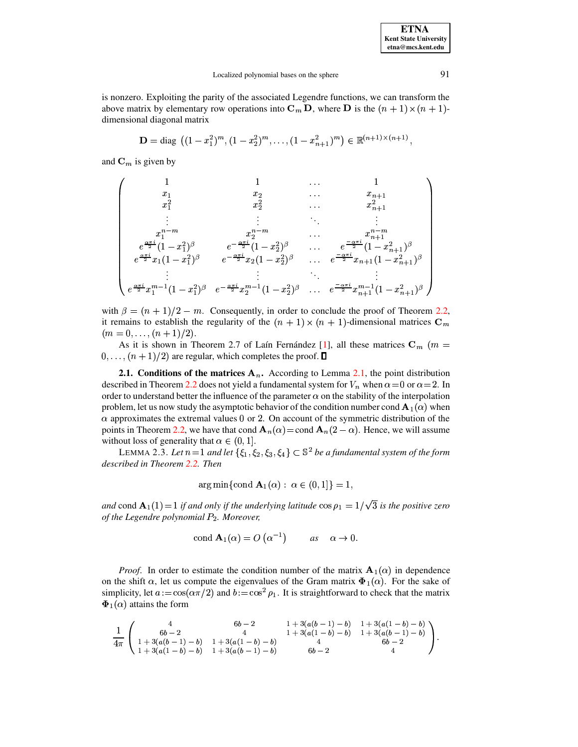is nonzero. Exploiting the parity of the associated Legendre functions, we can transform the above matrix by elementary row operations into $\mathbf{C}_m\mathbf{D}$, where $\mathbf{D}$ is the $(n+1)\times(n+1)$-dimensional diagonal matrix

$$\mathbf{D} = \operatorname{diag}\left((1-x_1^2)^m, (1-x_2^2)^m, \ldots, (1-x_{n+1}^2)^m\right) \in \mathbb{R}^{(n+1)\times(n+1)},$$

and $\mathbf{C}_m$ is given by

$$\begin{pmatrix}
1 & 1 & \cdots & 1 \\
x_1 & x_2 & \cdots & x_{n+1} \\
x_1^2 & x_2^2 & \cdots & x_{n+1}^2 \\
\vdots & \vdots & \ddots & \vdots \\
x_1^{n-m} & x_2^{n-m} & \cdots & x_{n+1}^{n-m} \\
e^{\frac{\alpha\pi i}{2}}(1-x_1^2)^\beta & e^{-\frac{\alpha\pi i}{2}}(1-x_2^2)^\beta & \cdots & e^{\frac{-\alpha\pi i}{2}}(1-x_{n+1}^2)^\beta \\
e^{\frac{\alpha\pi i}{2}}x_1(1-x_1^2)^\beta & e^{-\frac{\alpha\pi i}{2}}x_2(1-x_2^2)^\beta & \cdots & e^{\frac{-\alpha\pi i}{2}}x_{n+1}(1-x_{n+1}^2)^\beta \\
\vdots & \vdots & \ddots & \vdots \\
e^{\frac{\alpha\pi i}{2}}x_1^{m-1}(1-x_1^2)^\beta & e^{-\frac{\alpha\pi i}{2}}x_2^{m-1}(1-x_2^2)^\beta & \cdots & e^{\frac{-\alpha\pi i}{2}}x_{n+1}^{m-1}(1-x_{n+1}^2)^\beta
\end{pmatrix}$$

with $\beta = (n+1)/2 - m$. Consequently, in order to conclude the proof of Theorem 2.2, it remains to establish the regularity of the $(n+1)\times(n+1)$-dimensional matrices $\mathbf{C}_m$ $(m = 0, \ldots, (n+1)/2)$.

As it is shown in Theorem 2.7 of Laín Fernández [1], all these matrices $\mathbf{C}_m$ $(m = 0, \ldots, (n+1)/2)$ are regular, which completes the proof. ∎

**2.1. Conditions of the matrices $\mathbf{A}_n$.** According to Lemma 2.1, the point distribution described in Theorem 2.2 does not yield a fundamental system for $V_n$ when $\alpha = 0$ or $\alpha = 2$. In order to understand better the influence of the parameter $\alpha$ on the stability of the interpolation problem, let us now study the asymptotic behavior of the condition number $\operatorname{cond}\mathbf{A}_1(\alpha)$ when $\alpha$ approximates the extremal values $0$ or $2$. On account of the symmetric distribution of the points in Theorem 2.2, we have that $\operatorname{cond}\mathbf{A}_n(\alpha) = \operatorname{cond}\mathbf{A}_n(2-\alpha)$. Hence, we will assume without loss of generality that $\alpha \in (0,1]$.

LEMMA 2.3. *Let $n=1$ and let $\{\xi_1, \xi_2, \xi_3, \xi_4\} \subset \mathbb{S}^2$ be a fundamental system of the form described in Theorem 2.2. Then*

$$\arg\min\{\operatorname{cond}\mathbf{A}_1(\alpha) : \alpha \in (0,1]\} = 1,$$

*and* $\operatorname{cond}\mathbf{A}_1(1) = 1$ *if and only if the underlying latitude* $\cos\rho_1 = 1/\sqrt{3}$ *is the positive zero of the Legendre polynomial $P_2$. Moreover,*

$$\operatorname{cond}\mathbf{A}_1(\alpha) = O\left(\alpha^{-1}\right) \qquad \textit{as} \quad \alpha \to 0.$$

*Proof.* In order to estimate the condition number of the matrix $\mathbf{A}_1(\alpha)$ in dependence on the shift $\alpha$, let us compute the eigenvalues of the Gram matrix $\Phi_1(\alpha)$. For the sake of simplicity, let $a := \cos(\alpha\pi/2)$ and $b := \cos^2\rho_1$. It is straightforward to check that the matrix $\Phi_1(\alpha)$ attains the form

$$\frac{1}{4\pi}\begin{pmatrix}
4 & 6b-2 & 1+3(a(b-1)-b) & 1+3(a(1-b)-b) \\
6b-2 & 4 & 1+3(a(1-b)-b) & 1+3(a(b-1)-b) \\
1+3(a(b-1)-b) & 1+3(a(1-b)-b) & 4 & 6b-2 \\
1+3(a(1-b)-b) & 1+3(a(b-1)-b) & 6b-2 & 4
\end{pmatrix}.$$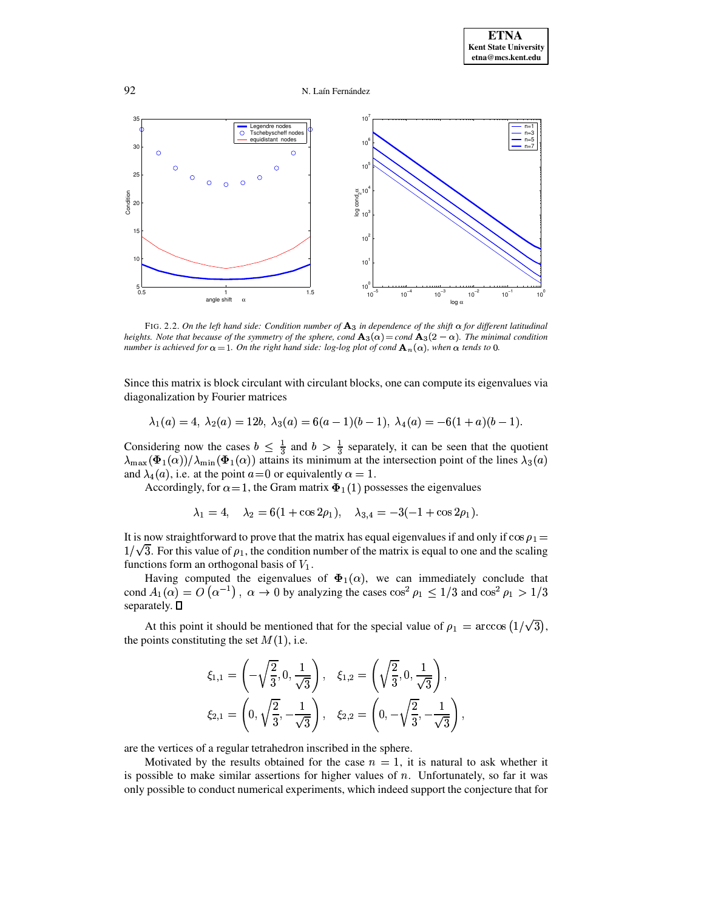FIG. 2.2. *On the left hand side: Condition number of $\mathbf{A}_3$ in dependence of the shift $\alpha$ for different latitudinal heights. Note that because of the symmetry of the sphere, cond $\mathbf{A}_3(\alpha)$ = cond $\mathbf{A}_3(2-\alpha)$. The minimal condition number is achieved for $\alpha = 1$. On the right hand side: log-log plot of cond $\mathbf{A}_n(\alpha)$, when $\alpha$ tends to 0.*

Since this matrix is block circulant with circulant blocks, one can compute its eigenvalues via diagonalization by Fourier matrices

$$\lambda_1(a) = 4,\ \lambda_2(a) = 12b,\ \lambda_3(a) = 6(a-1)(b-1),\ \lambda_4(a) = -6(1+a)(b-1).$$

Considering now the cases $b \leq \frac{1}{3}$ and $b > \frac{1}{3}$ separately, it can be seen that the quotient $\lambda_{\max}(\mathbf{\Phi}_1(\alpha))/\lambda_{\min}(\mathbf{\Phi}_1(\alpha))$ attains its minimum at the intersection point of the lines $\lambda_3(a)$ and $\lambda_4(a)$, i.e. at the point $a=0$ or equivalently $\alpha = 1$.

Accordingly, for $\alpha = 1$, the Gram matrix $\mathbf{\Phi}_1(1)$ possesses the eigenvalues

$$\lambda_1 = 4, \quad \lambda_2 = 6(1+\cos 2\rho_1), \quad \lambda_{3,4} = -3(-1+\cos 2\rho_1).$$

It is now straightforward to prove that the matrix has equal eigenvalues if and only if $\cos\rho_1 = 1/\sqrt{3}$. For this value of $\rho_1$, the condition number of the matrix is equal to one and the scaling functions form an orthogonal basis of $V_1$.

Having computed the eigenvalues of $\mathbf{\Phi}_1(\alpha)$, we can immediately conclude that cond $A_1(\alpha) = O\left(\alpha^{-1}\right),\ \alpha \to 0$ by analyzing the cases $\cos^2\rho_1 \leq 1/3$ and $\cos^2\rho_1 > 1/3$ separately. $\square$

At this point it should be mentioned that for the special value of $\rho_1 = \arccos\left(1/\sqrt{3}\right)$, the points constituting the set $M(1)$, i.e.

$$\xi_{1,1} = \left(-\sqrt{\frac{2}{3}}, 0, \frac{1}{\sqrt{3}}\right), \quad \xi_{1,2} = \left(\sqrt{\frac{2}{3}}, 0, \frac{1}{\sqrt{3}}\right),$$
$$\xi_{2,1} = \left(0, \sqrt{\frac{2}{3}}, -\frac{1}{\sqrt{3}}\right), \quad \xi_{2,2} = \left(0, -\sqrt{\frac{2}{3}}, -\frac{1}{\sqrt{3}}\right),$$

are the vertices of a regular tetrahedron inscribed in the sphere.

Motivated by the results obtained for the case $n = 1$, it is natural to ask whether it is possible to make similar assertions for higher values of $n$. Unfortunately, so far it was only possible to conduct numerical experiments, which indeed support the conjecture that for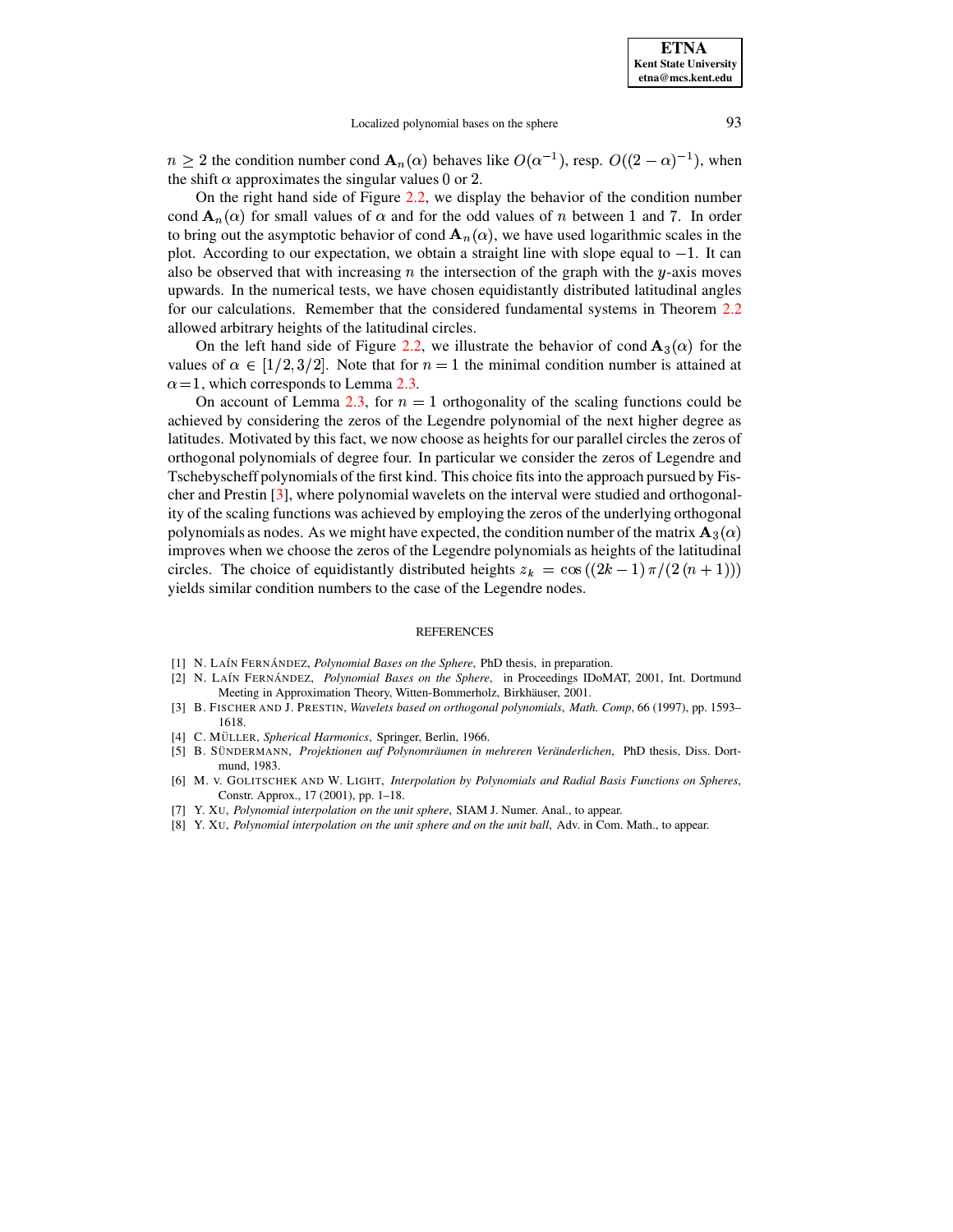$n \geq 2$ the condition number cond $\mathbf{A}_n(\alpha)$ behaves like $O(\alpha^{-1})$, resp. $O((2-\alpha)^{-1})$, when the shift $\alpha$ approximates the singular values 0 or 2.

On the right hand side of Figure 2.2, we display the behavior of the condition number cond $\mathbf{A}_n(\alpha)$ for small values of $\alpha$ and for the odd values of $n$ between 1 and 7. In order to bring out the asymptotic behavior of cond $\mathbf{A}_n(\alpha)$, we have used logarithmic scales in the plot. According to our expectation, we obtain a straight line with slope equal to $-1$. It can also be observed that with increasing $n$ the intersection of the graph with the $y$-axis moves upwards. In the numerical tests, we have chosen equidistantly distributed latitudinal angles for our calculations. Remember that the considered fundamental systems in Theorem 2.2 allowed arbitrary heights of the latitudinal circles.

On the left hand side of Figure 2.2, we illustrate the behavior of cond $\mathbf{A}_3(\alpha)$ for the values of $\alpha \in [1/2, 3/2]$. Note that for $n=1$ the minimal condition number is attained at $\alpha = 1$, which corresponds to Lemma 2.3.

On account of Lemma 2.3, for $n = 1$ orthogonality of the scaling functions could be achieved by considering the zeros of the Legendre polynomial of the next higher degree as latitudes. Motivated by this fact, we now choose as heights for our parallel circles the zeros of orthogonal polynomials of degree four. In particular we consider the zeros of Legendre and Tschebyscheff polynomials of the first kind. This choice fits into the approach pursued by Fischer and Prestin [3], where polynomial wavelets on the interval were studied and orthogonality of the scaling functions was achieved by employing the zeros of the underlying orthogonal polynomials as nodes. As we might have expected, the condition number of the matrix $\mathbf{A}_3(\alpha)$ improves when we choose the zeros of the Legendre polynomials as heights of the latitudinal circles. The choice of equidistantly distributed heights $z_k = \cos\left((2k-1)\,\pi/(2\,(n+1))\right)$ yields similar condition numbers to the case of the Legendre nodes.

## REFERENCES

[1] N. Laín Fernández, *Polynomial Bases on the Sphere*, PhD thesis, in preparation.

[2] N. Laín Fernández, *Polynomial Bases on the Sphere*, in Proceedings IDoMAT, 2001, Int. Dortmund Meeting in Approximation Theory, Witten-Bommerholz, Birkhäuser, 2001.

[3] B. Fischer and J. Prestin, *Wavelets based on orthogonal polynomials*, *Math. Comp*, 66 (1997), pp. 1593–1618.

[4] C. Müller, *Spherical Harmonics*, Springer, Berlin, 1966.

[5] B. Sündermann, *Projektionen auf Polynomräumen in mehreren Veränderlichen*, PhD thesis, Diss. Dortmund, 1983.

[6] M. v. Golitschek and W. Light, *Interpolation by Polynomials and Radial Basis Functions on Spheres*, Constr. Approx., 17 (2001), pp. 1–18.

[7] Y. Xu, *Polynomial interpolation on the unit sphere*, SIAM J. Numer. Anal., to appear.

[8] Y. Xu, *Polynomial interpolation on the unit sphere and on the unit ball*, Adv. in Com. Math., to appear.